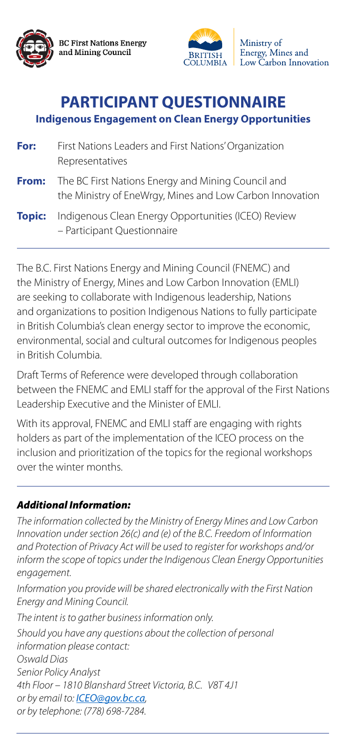BC First Nations Energy and Mining Council

Ministry of Energy, Mines and Low Carbon Innovation

# PARTICIPANT QUESTIONNAIRE

## Indigenous Engagement on Clean Energy Opportunities

**For:** First Nations Leaders and First Nations' Organization Representatives

**From:** The BC First Nations Energy and Mining Council and the Ministry of EneWrgy, Mines and Low Carbon Innovation

**Topic:** Indigenous Clean Energy Opportunities (ICEO) Review – Participant Questionnaire

---

The B.C. First Nations Energy and Mining Council (FNEMC) and the Ministry of Energy, Mines and Low Carbon Innovation (EMLI) are seeking to collaborate with Indigenous leadership, Nations and organizations to position Indigenous Nations to fully participate in British Columbia's clean energy sector to improve the economic, environmental, social and cultural outcomes for Indigenous peoples in British Columbia.

Draft Terms of Reference were developed through collaboration between the FNEMC and EMLI staff for the approval of the First Nations Leadership Executive and the Minister of EMLI.

With its approval, FNEMC and EMLI staff are engaging with rights holders as part of the implementation of the ICEO process on the inclusion and prioritization of the topics for the regional workshops over the winter months.

---

### *Additional Information:*

*The information collected by the Ministry of Energy Mines and Low Carbon Innovation under section 26(c) and (e) of the B.C. Freedom of Information and Protection of Privacy Act will be used to register for workshops and/or inform the scope of topics under the Indigenous Clean Energy Opportunities engagement.*

*Information you provide will be shared electronically with the First Nation Energy and Mining Council.*

*The intent is to gather business information only.*

*Should you have any questions about the collection of personal information please contact:*  
*Oswald Dias*  
*Senior Policy Analyst*  
*4th Floor – 1810 Blanshard Street Victoria, B.C. V8T 4J1*  
*or by email to: ICEO@gov.bc.ca,*  
*or by telephone: (778) 698-7284.*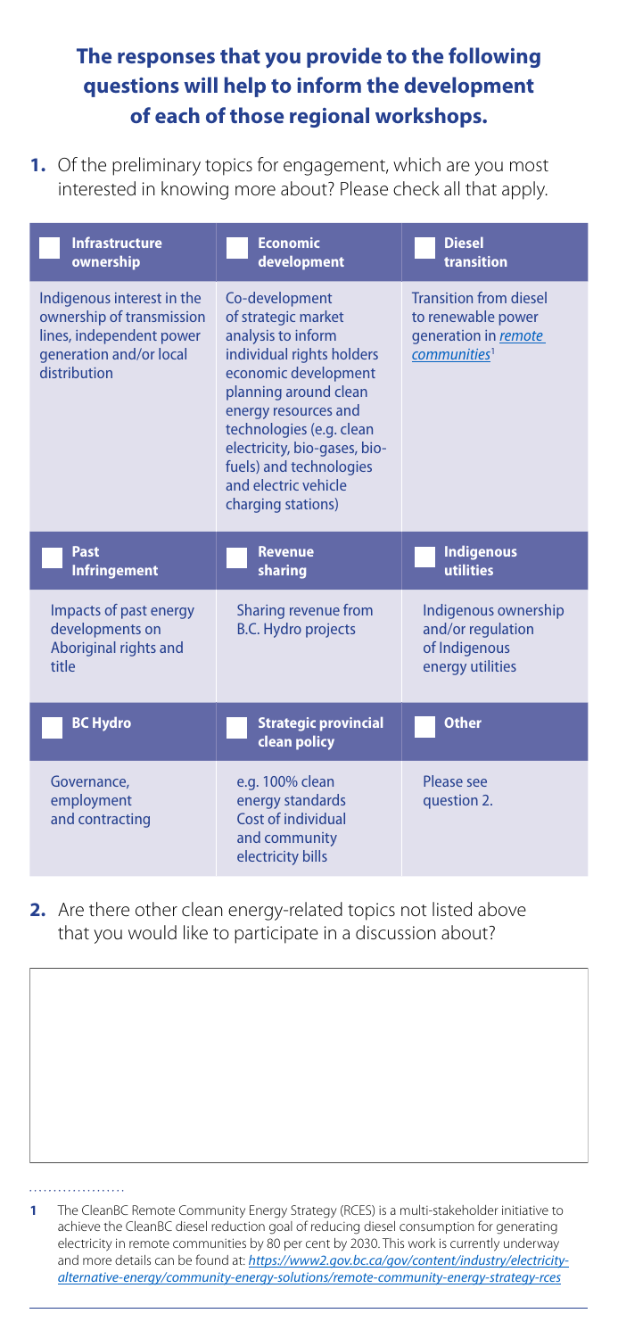## The responses that you provide to the following questions will help to inform the development of each of those regional workshops.

**1.** Of the preliminary topics for engagement, which are you most interested in knowing more about? Please check all that apply.

| Infrastructure ownership | Economic development | Diesel transition |
|---|---|---|
| Indigenous interest in the ownership of transmission lines, independent power generation and/or local distribution | Co-development of strategic market analysis to inform individual rights holders economic development planning around clean energy resources and technologies (e.g. clean electricity, bio-gases, bio-fuels) and technologies and electric vehicle charging stations) | Transition from diesel to renewable power generation in *remote communities*[1] |
| **Past Infringement** | **Revenue sharing** | **Indigenous utilities** |
| Impacts of past energy developments on Aboriginal rights and title | Sharing revenue from B.C. Hydro projects | Indigenous ownership and/or regulation of Indigenous energy utilities |
| **BC Hydro** | **Strategic provincial clean policy** | **Other** |
| Governance, employment and contracting | e.g. 100% clean energy standards Cost of individual and community electricity bills | Please see question 2. |

**2.** Are there other clean energy-related topics not listed above that you would like to participate in a discussion about?

---

1 The CleanBC Remote Community Energy Strategy (RCES) is a multi-stakeholder initiative to achieve the CleanBC diesel reduction goal of reducing diesel consumption for generating electricity in remote communities by 80 per cent by 2030. This work is currently underway and more details can be found at: *https://www2.gov.bc.ca/gov/content/industry/electricity-alternative-energy/community-energy-solutions/remote-community-energy-strategy-rces*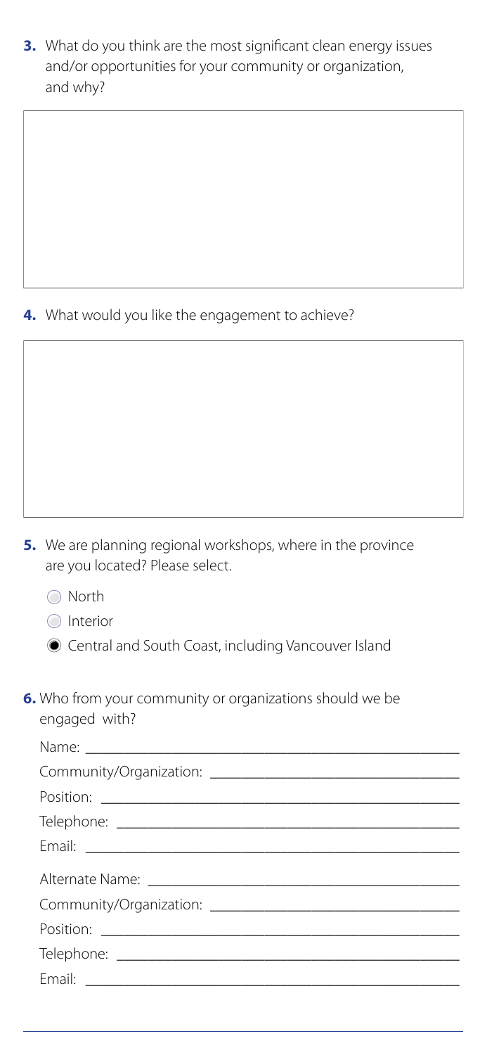**3.** What do you think are the most significant clean energy issues and/or opportunities for your community or organization, and why?

**4.** What would you like the engagement to achieve?

**5.** We are planning regional workshops, where in the province are you located? Please select.

- ○ North
- ○ Interior
- ◉ Central and South Coast, including Vancouver Island

**6.** Who from your community or organizations should we be engaged with?

Name: ______________________________

Community/Organization: ______________________________

Position: ______________________________

Telephone: ______________________________

Email: ______________________________

Alternate Name: ______________________________

Community/Organization: ______________________________

Position: ______________________________

Telephone: ______________________________

Email: ______________________________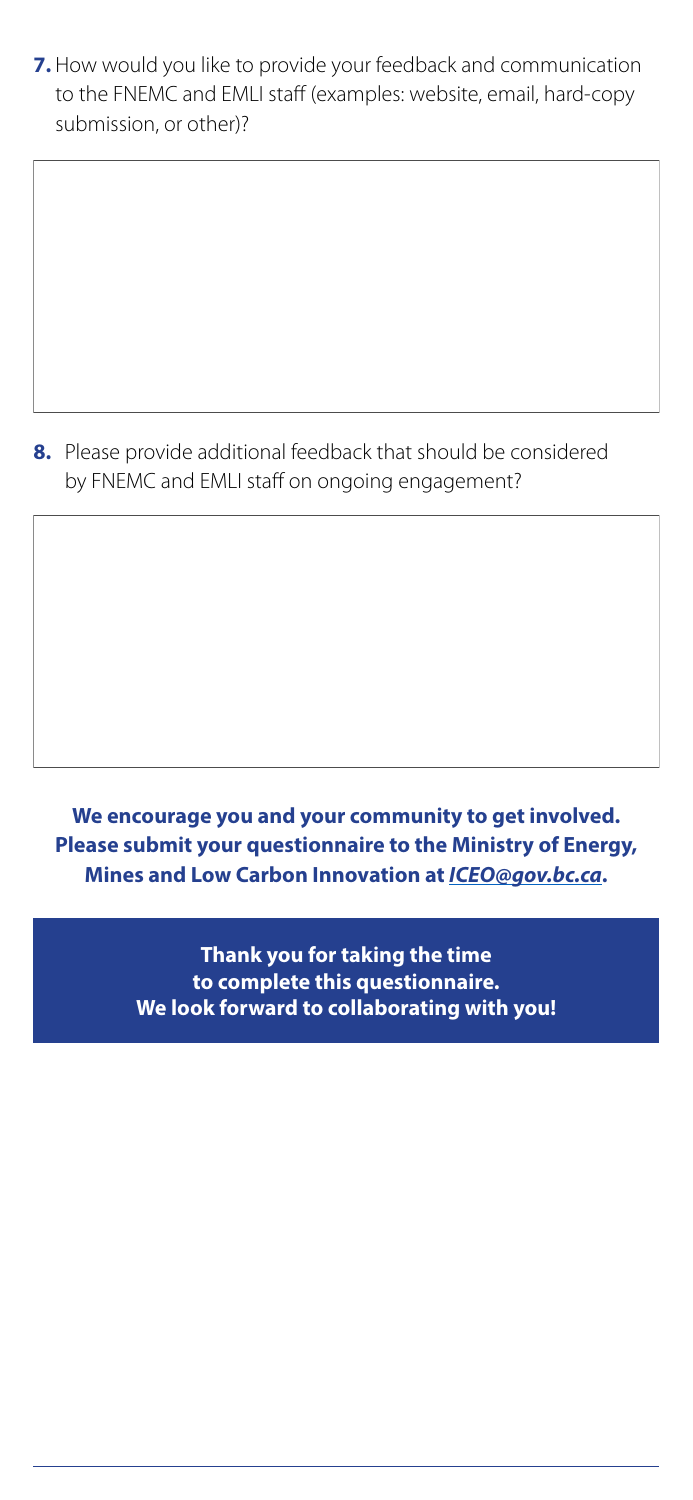**7.** How would you like to provide your feedback and communication to the FNEMC and EMLI staff (examples: website, email, hard-copy submission, or other)?

**8.** Please provide additional feedback that should be considered by FNEMC and EMLI staff on ongoing engagement?

**We encourage you and your community to get involved. Please submit your questionnaire to the Ministry of Energy, Mines and Low Carbon Innovation at *ICEO@gov.bc.ca*.**

**Thank you for taking the time to complete this questionnaire. We look forward to collaborating with you!**